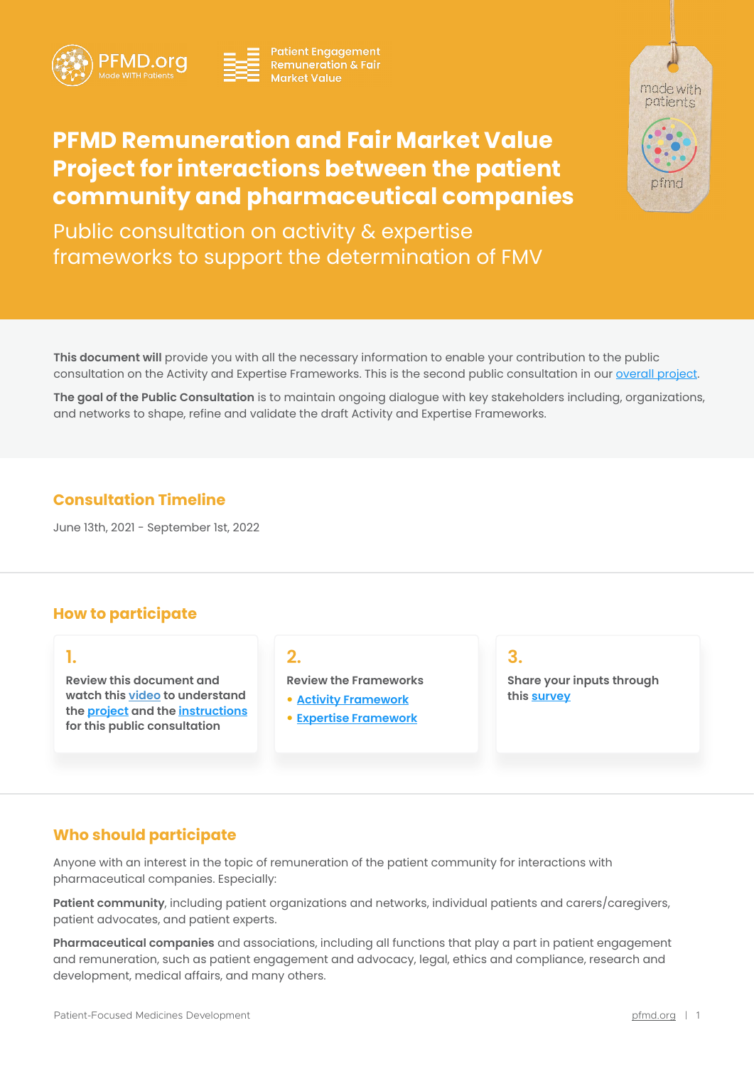PFMD.org
Made WITH Patients

Patient Engagement Remuneration & Fair Market Value

# PFMD Remuneration and Fair Market Value Project for interactions between the patient community and pharmaceutical companies

## Public consultation on activity & expertise frameworks to support the determination of FMV

**This document will** provide you with all the necessary information to enable your contribution to the public consultation on the Activity and Expertise Frameworks. This is the second public consultation in our overall project.

**The goal of the Public Consultation** is to maintain ongoing dialogue with key stakeholders including, organizations, and networks to shape, refine and validate the draft Activity and Expertise Frameworks.

## Consultation Timeline

June 13th, 2021 - September 1st, 2022

## How to participate

**1.**

**Review this document and watch this video to understand the project and the instructions for this public consultation**

**2.**

**Review the Frameworks**

- **Activity Framework**
- **Expertise Framework**

**3.**

**Share your inputs through this survey**

## Who should participate

Anyone with an interest in the topic of remuneration of the patient community for interactions with pharmaceutical companies. Especially:

**Patient community**, including patient organizations and networks, individual patients and carers/caregivers, patient advocates, and patient experts.

**Pharmaceutical companies** and associations, including all functions that play a part in patient engagement and remuneration, such as patient engagement and advocacy, legal, ethics and compliance, research and development, medical affairs, and many others.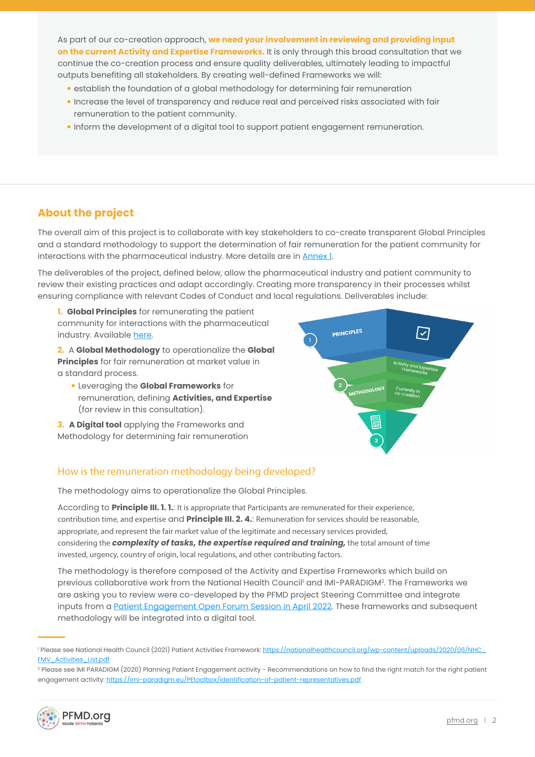As part of our co-creation approach, **we need your involvement in reviewing and providing input on the current Activity and Expertise Frameworks.** It is only through this broad consultation that we continue the co-creation process and ensure quality deliverables, ultimately leading to impactful outputs benefiting all stakeholders. By creating well-defined Frameworks we will:

- establish the foundation of a global methodology for determining fair remuneration
- Increase the level of transparency and reduce real and perceived risks associated with fair remuneration to the patient community.
- Inform the development of a digital tool to support patient engagement remuneration.

## About the project

The overall aim of this project is to collaborate with key stakeholders to co-create transparent Global Principles and a standard methodology to support the determination of fair remuneration for the patient community for interactions with the pharmaceutical industry. More details are in Annex 1.

The deliverables of the project, defined below, allow the pharmaceutical industry and patient community to review their existing practices and adapt accordingly. Creating more transparency in their processes whilst ensuring compliance with relevant Codes of Conduct and local regulations. Deliverables include:

1. **Global Principles** for remunerating the patient community for interactions with the pharmaceutical industry. Available here.
2. A **Global Methodology** to operationalize the **Global Principles** for fair remuneration at market value in a standard process.
   - Leveraging the **Global Frameworks** for remuneration, defining **Activities, and Expertise** (for review in this consultation).
3. **A Digital tool** applying the Frameworks and Methodology for determining fair remuneration

PRINCIPLES

Activity and Expertise Frameworks

METHODOLOGY

Currently in co-creation

### How is the remuneration methodology being developed?

The methodology aims to operationalize the Global Principles.

According to **Principle III. 1. 1.**: It is appropriate that Participants are remunerated for their experience, contribution time, and expertise and **Principle III. 2. 4.**: Remuneration for services should be reasonable, appropriate, and represent the fair market value of the legitimate and necessary services provided, considering the ***complexity of tasks, the expertise required and training,*** the total amount of time invested, urgency, country of origin, local regulations, and other contributing factors.

The methodology is therefore composed of the Activity and Expertise Frameworks which build on previous collaborative work from the National Health Council[1] and IMI-PARADIGM[2]. The Frameworks we are asking you to review were co-developed by the PFMD project Steering Committee and integrate inputs from a Patient Engagement Open Forum Session in April 2022. These frameworks and subsequent methodology will be integrated into a digital tool.

---

[1] Please see National Health Council (2021) Patient Activities Framework: https://nationalhealthcouncil.org/wp-content/uploads/2020/06/NHC_FMV_Activities_List.pdf

[2] Please see IMI PARADIGM (2020) Planning Patient Engagement activity - Recommendations on how to find the right match for the right patient engagement activity: https://imi-paradigm.eu/PEtoolbox/identification-of-patient-representatives.pdf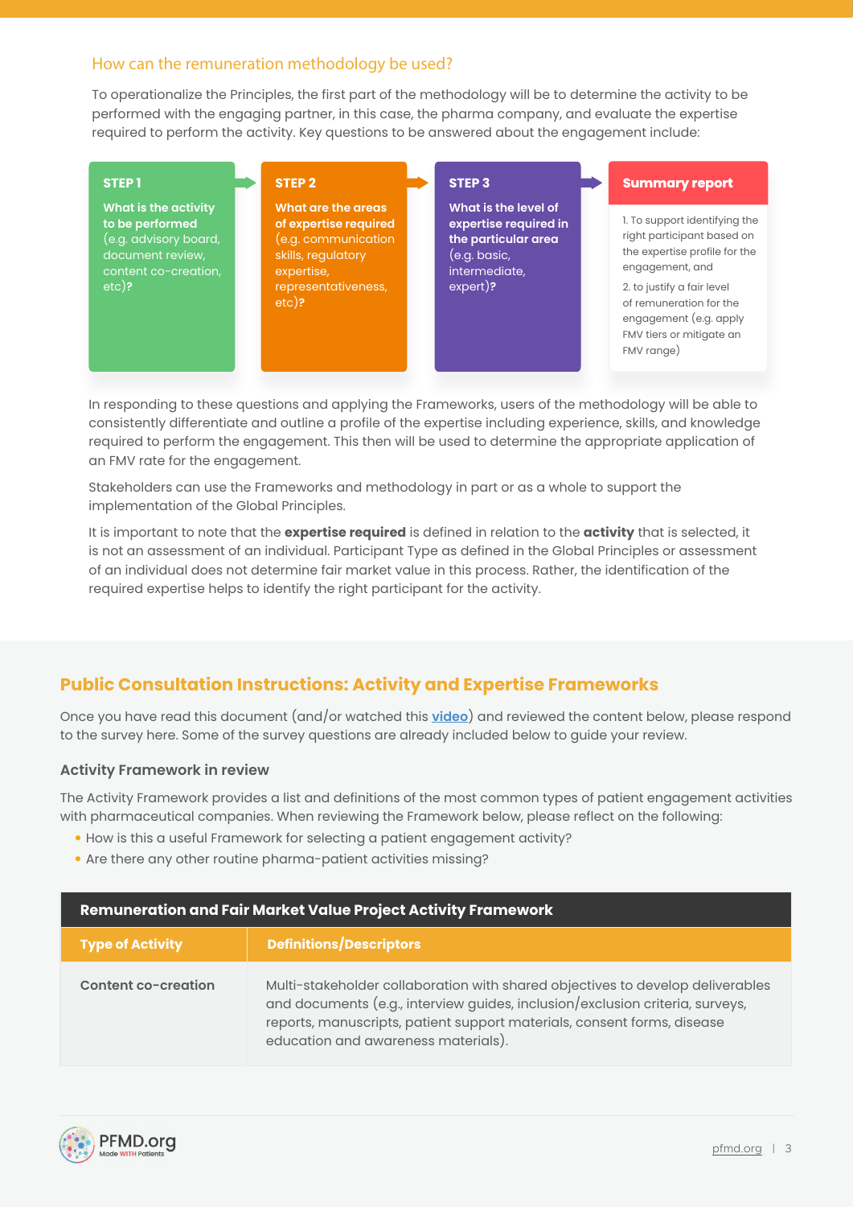## How can the remuneration methodology be used?

To operationalize the Principles, the first part of the methodology will be to determine the activity to be performed with the engaging partner, in this case, the pharma company, and evaluate the expertise required to perform the activity. Key questions to be answered about the engagement include:

**STEP 1**

**What is the activity to be performed** (e.g. advisory board, document review, content co-creation, etc)**?**

**STEP 2**

**What are the areas of expertise required** (e.g. communication skills, regulatory expertise, representativeness, etc)**?**

**STEP 3**

**What is the level of expertise required in the particular area** (e.g. basic, intermediate, expert)**?**

**Summary report**

1. To support identifying the right participant based on the expertise profile for the engagement, and
2. to justify a fair level of remuneration for the engagement (e.g. apply FMV tiers or mitigate an FMV range)

In responding to these questions and applying the Frameworks, users of the methodology will be able to consistently differentiate and outline a profile of the expertise including experience, skills, and knowledge required to perform the engagement. This then will be used to determine the appropriate application of an FMV rate for the engagement.

Stakeholders can use the Frameworks and methodology in part or as a whole to support the implementation of the Global Principles.

It is important to note that the **expertise required** is defined in relation to the **activity** that is selected, it is not an assessment of an individual. Participant Type as defined in the Global Principles or assessment of an individual does not determine fair market value in this process. Rather, the identification of the required expertise helps to identify the right participant for the activity.

## Public Consultation Instructions: Activity and Expertise Frameworks

Once you have read this document (and/or watched this [video](video)) and reviewed the content below, please respond to the survey here. Some of the survey questions are already included below to guide your review.

### Activity Framework in review

The Activity Framework provides a list and definitions of the most common types of patient engagement activities with pharmaceutical companies. When reviewing the Framework below, please reflect on the following:

- How is this a useful Framework for selecting a patient engagement activity?
- Are there any other routine pharma-patient activities missing?

**Remuneration and Fair Market Value Project Activity Framework**

| Type of Activity | Definitions/Descriptors |
|---|---|
| Content co-creation | Multi-stakeholder collaboration with shared objectives to develop deliverables and documents (e.g., interview guides, inclusion/exclusion criteria, surveys, reports, manuscripts, patient support materials, consent forms, disease education and awareness materials). |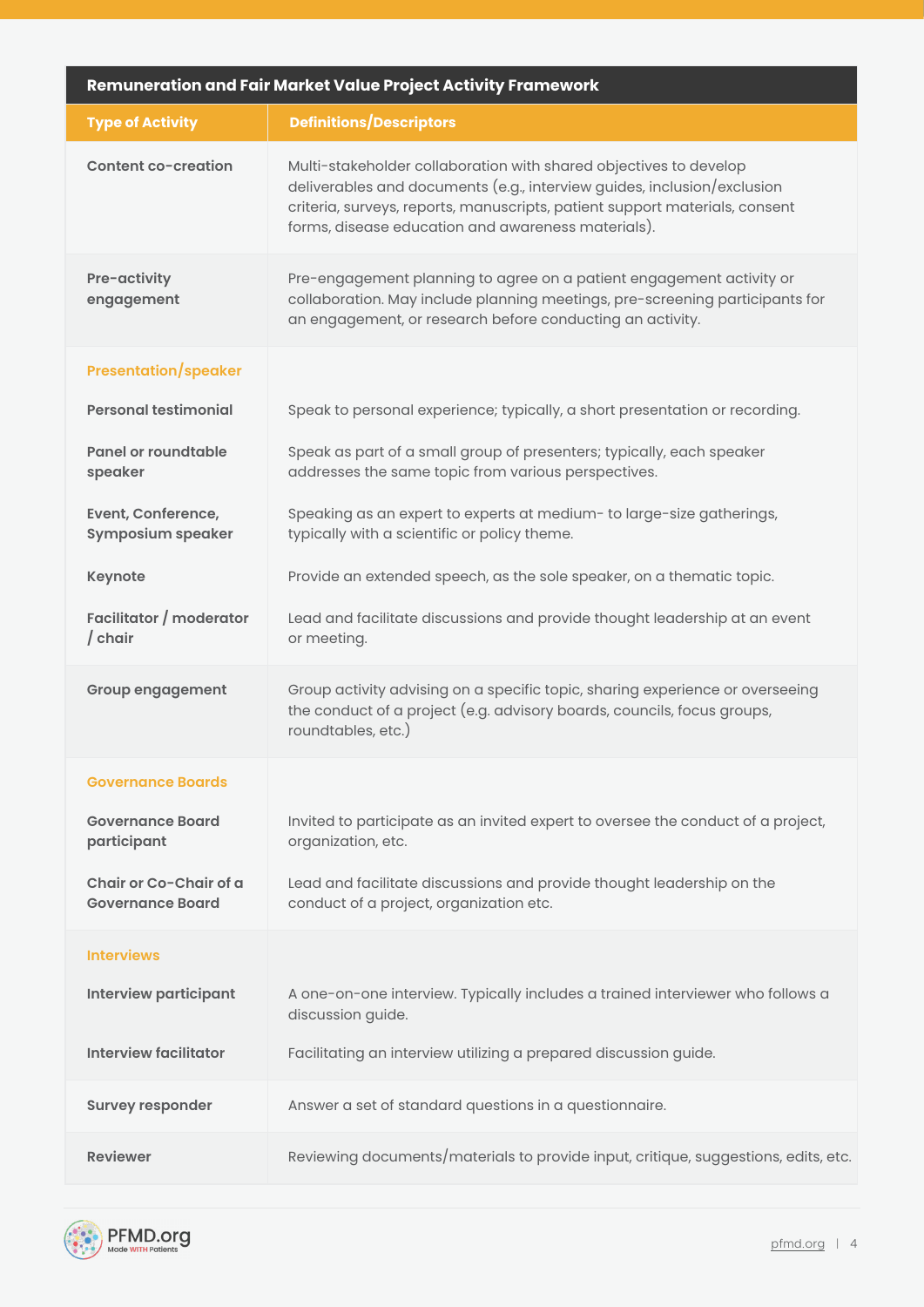| Remuneration and Fair Market Value Project Activity Framework | |
|---|---|
| **Type of Activity** | **Definitions/Descriptors** |
| **Content co-creation** | Multi-stakeholder collaboration with shared objectives to develop deliverables and documents (e.g., interview guides, inclusion/exclusion criteria, surveys, reports, manuscripts, patient support materials, consent forms, disease education and awareness materials). |
| **Pre-activity engagement** | Pre-engagement planning to agree on a patient engagement activity or collaboration. May include planning meetings, pre-screening participants for an engagement, or research before conducting an activity. |
| **Presentation/speaker** | |
| **Personal testimonial** | Speak to personal experience; typically, a short presentation or recording. |
| **Panel or roundtable speaker** | Speak as part of a small group of presenters; typically, each speaker addresses the same topic from various perspectives. |
| **Event, Conference, Symposium speaker** | Speaking as an expert to experts at medium- to large-size gatherings, typically with a scientific or policy theme. |
| **Keynote** | Provide an extended speech, as the sole speaker, on a thematic topic. |
| **Facilitator / moderator / chair** | Lead and facilitate discussions and provide thought leadership at an event or meeting. |
| **Group engagement** | Group activity advising on a specific topic, sharing experience or overseeing the conduct of a project (e.g. advisory boards, councils, focus groups, roundtables, etc.) |
| **Governance Boards** | |
| **Governance Board participant** | Invited to participate as an invited expert to oversee the conduct of a project, organization, etc. |
| **Chair or Co-Chair of a Governance Board** | Lead and facilitate discussions and provide thought leadership on the conduct of a project, organization etc. |
| **Interviews** | |
| **Interview participant** | A one-on-one interview. Typically includes a trained interviewer who follows a discussion guide. |
| **Interview facilitator** | Facilitating an interview utilizing a prepared discussion guide. |
| **Survey responder** | Answer a set of standard questions in a questionnaire. |
| **Reviewer** | Reviewing documents/materials to provide input, critique, suggestions, edits, etc. |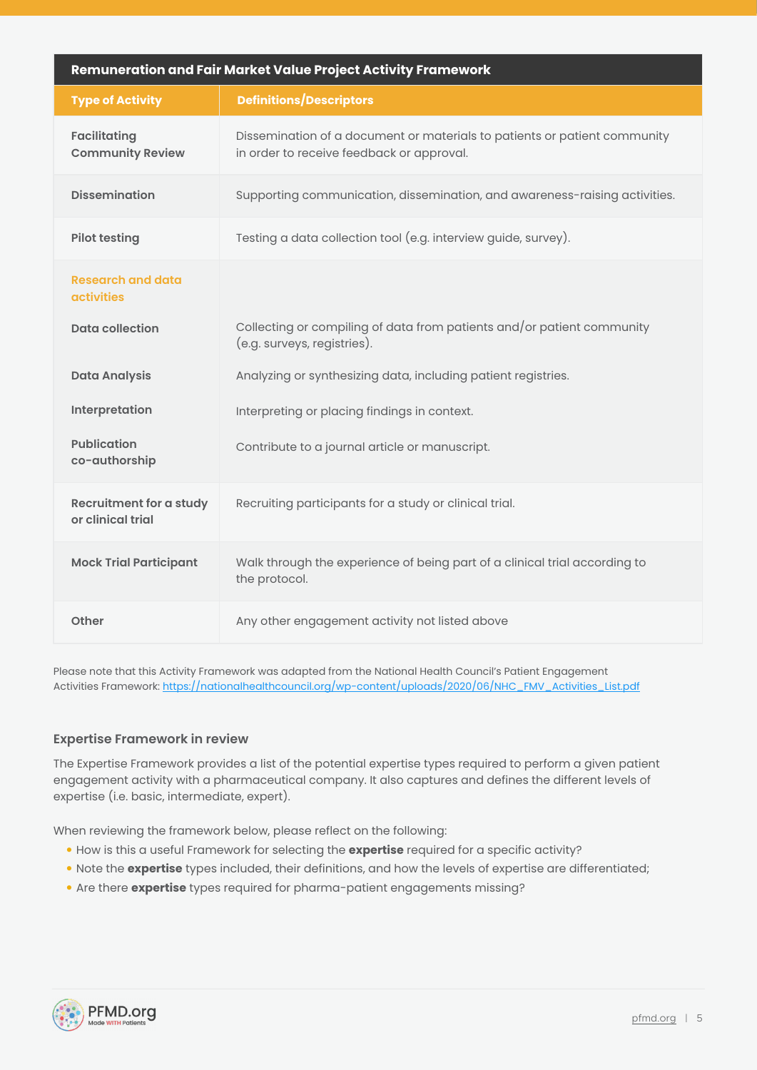| Remuneration and Fair Market Value Project Activity Framework | |
|---|---|
| **Type of Activity** | **Definitions/Descriptors** |
| **Facilitating Community Review** | Dissemination of a document or materials to patients or patient community in order to receive feedback or approval. |
| **Dissemination** | Supporting communication, dissemination, and awareness-raising activities. |
| **Pilot testing** | Testing a data collection tool (e.g. interview guide, survey). |
| **Research and data activities** | |
| **Data collection** | Collecting or compiling of data from patients and/or patient community (e.g. surveys, registries). |
| **Data Analysis** | Analyzing or synthesizing data, including patient registries. |
| **Interpretation** | Interpreting or placing findings in context. |
| **Publication co-authorship** | Contribute to a journal article or manuscript. |
| **Recruitment for a study or clinical trial** | Recruiting participants for a study or clinical trial. |
| **Mock Trial Participant** | Walk through the experience of being part of a clinical trial according to the protocol. |
| **Other** | Any other engagement activity not listed above |

Please note that this Activity Framework was adapted from the National Health Council's Patient Engagement Activities Framework: https://nationalhealthcouncil.org/wp-content/uploads/2020/06/NHC_FMV_Activities_List.pdf

### Expertise Framework in review

The Expertise Framework provides a list of the potential expertise types required to perform a given patient engagement activity with a pharmaceutical company. It also captures and defines the different levels of expertise (i.e. basic, intermediate, expert).

When reviewing the framework below, please reflect on the following:

- How is this a useful Framework for selecting the **expertise** required for a specific activity?
- Note the **expertise** types included, their definitions, and how the levels of expertise are differentiated;
- Are there **expertise** types required for pharma-patient engagements missing?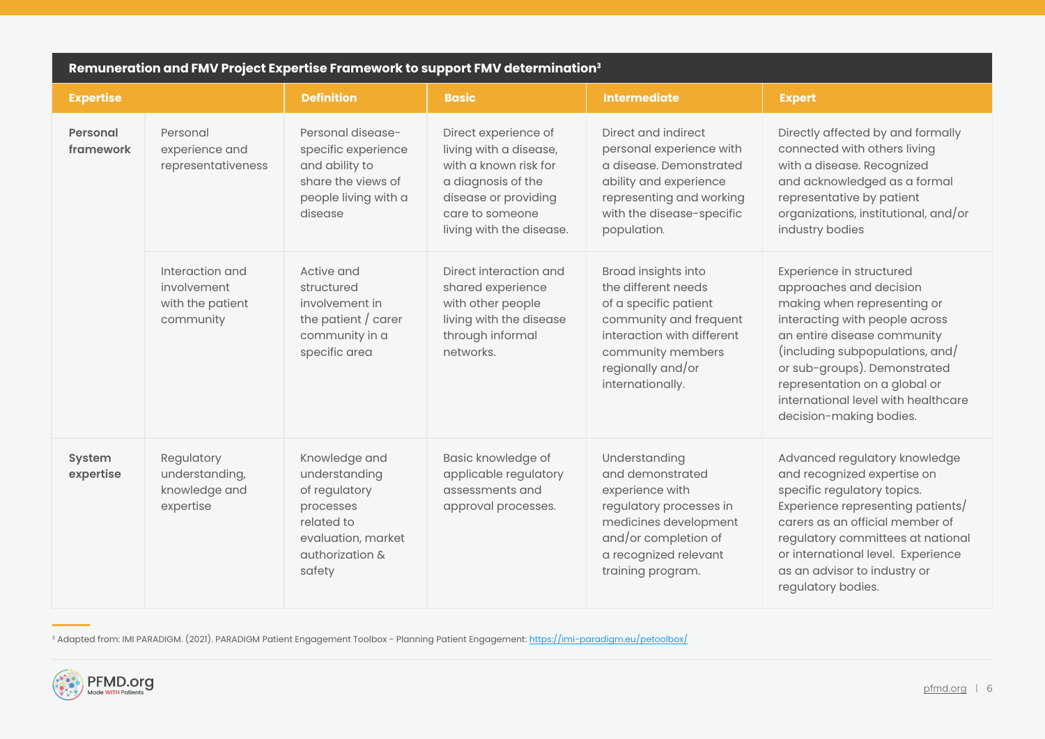**Remuneration and FMV Project Expertise Framework to support FMV determination[3]**

| Expertise | | Definition | Basic | Intermediate | Expert |
|---|---|---|---|---|---|
| **Personal framework** | Personal experience and representativeness | Personal disease-specific experience and ability to share the views of people living with a disease | Direct experience of living with a disease, with a known risk for a diagnosis of the disease or providing care to someone living with the disease. | Direct and indirect personal experience with a disease. Demonstrated ability and experience representing and working with the disease-specific population. | Directly affected by and formally connected with others living with a disease. Recognized and acknowledged as a formal representative by patient organizations, institutional, and/or industry bodies |
| | Interaction and involvement with the patient community | Active and structured involvement in the patient / carer community in a specific area | Direct interaction and shared experience with other people living with the disease through informal networks. | Broad insights into the different needs of a specific patient community and frequent interaction with different community members regionally and/or internationally. | Experience in structured approaches and decision making when representing or interacting with people across an entire disease community (including subpopulations, and/or sub-groups). Demonstrated representation on a global or international level with healthcare decision-making bodies. |
| **System expertise** | Regulatory understanding, knowledge and expertise | Knowledge and understanding of regulatory processes related to evaluation, market authorization & safety | Basic knowledge of applicable regulatory assessments and approval processes. | Understanding and demonstrated experience with regulatory processes in medicines development and/or completion of a recognized relevant training program. | Advanced regulatory knowledge and recognized expertise on specific regulatory topics. Experience representing patients/carers as an official member of regulatory committees at national or international level. Experience as an advisor to industry or regulatory bodies. |

[3] Adapted from: IMI PARADIGM. (2021). PARADIGM Patient Engagement Toolbox - Planning Patient Engagement: https://imi-paradigm.eu/petoolbox/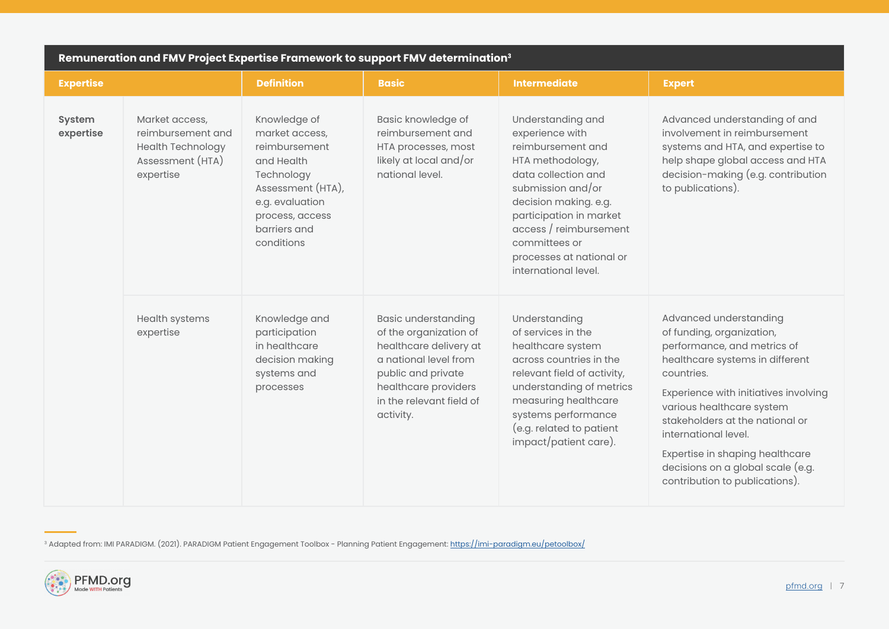**Remuneration and FMV Project Expertise Framework to support FMV determination[3]**

| Expertise | | Definition | Basic | Intermediate | Expert |
|---|---|---|---|---|---|
| **System expertise** | Market access, reimbursement and Health Technology Assessment (HTA) expertise | Knowledge of market access, reimbursement and Health Technology Assessment (HTA), e.g. evaluation process, access barriers and conditions | Basic knowledge of reimbursement and HTA processes, most likely at local and/or national level. | Understanding and experience with reimbursement and HTA methodology, data collection and submission and/or decision making. e.g. participation in market access / reimbursement committees or processes at national or international level. | Advanced understanding of and involvement in reimbursement systems and HTA, and expertise to help shape global access and HTA decision-making (e.g. contribution to publications). |
| | Health systems expertise | Knowledge and participation in healthcare decision making systems and processes | Basic understanding of the organization of healthcare delivery at a national level from public and private healthcare providers in the relevant field of activity. | Understanding of services in the healthcare system across countries in the relevant field of activity, understanding of metrics measuring healthcare systems performance (e.g. related to patient impact/patient care). | Advanced understanding of funding, organization, performance, and metrics of healthcare systems in different countries. Experience with initiatives involving various healthcare system stakeholders at the national or international level. Expertise in shaping healthcare decisions on a global scale (e.g. contribution to publications). |

[3] Adapted from: IMI PARADIGM. (2021). PARADIGM Patient Engagement Toolbox - Planning Patient Engagement: https://imi-paradigm.eu/petoolbox/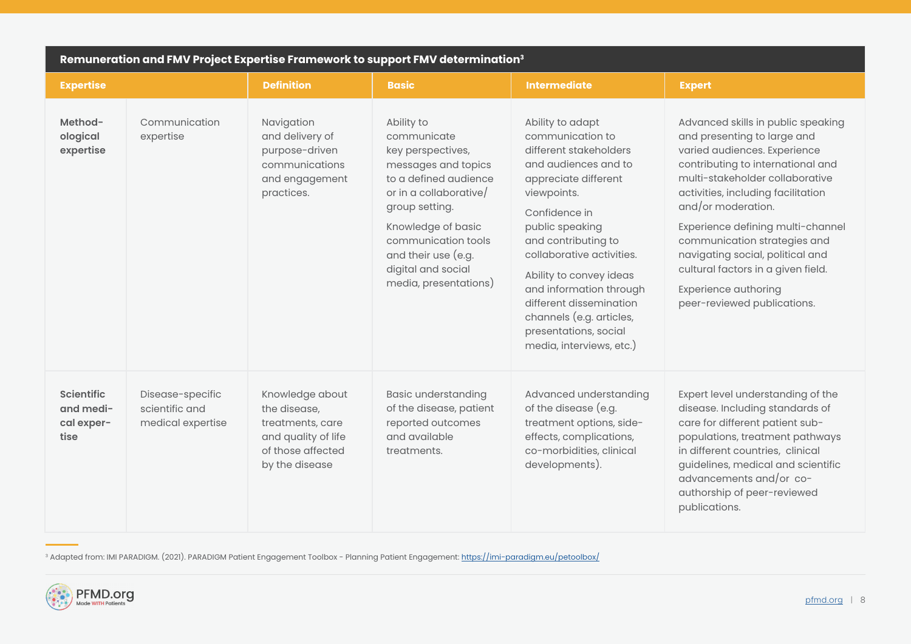**Remuneration and FMV Project Expertise Framework to support FMV determination**[3]

| Expertise | | Definition | Basic | Intermediate | Expert |
|---|---|---|---|---|---|
| **Methodological expertise** | Communication expertise | Navigation and delivery of purpose-driven communications and engagement practices. | Ability to communicate key perspectives, messages and topics to a defined audience or in a collaborative/ group setting.<br><br>Knowledge of basic communication tools and their use (e.g. digital and social media, presentations) | Ability to adapt communication to different stakeholders and audiences and to appreciate different viewpoints.<br><br>Confidence in public speaking and contributing to collaborative activities.<br><br>Ability to convey ideas and information through different dissemination channels (e.g. articles, presentations, social media, interviews, etc.) | Advanced skills in public speaking and presenting to large and varied audiences. Experience contributing to international and multi-stakeholder collaborative activities, including facilitation and/or moderation.<br><br>Experience defining multi-channel communication strategies and navigating social, political and cultural factors in a given field.<br><br>Experience authoring peer-reviewed publications. |
| **Scientific and medical expertise** | Disease-specific scientific and medical expertise | Knowledge about the disease, treatments, care and quality of life of those affected by the disease | Basic understanding of the disease, patient reported outcomes and available treatments. | Advanced understanding of the disease (e.g. treatment options, side-effects, complications, co-morbidities, clinical developments). | Expert level understanding of the disease. Including standards of care for different patient sub-populations, treatment pathways in different countries, clinical guidelines, medical and scientific advancements and/or co-authorship of peer-reviewed publications. |

[3] Adapted from: IMI PARADIGM. (2021). PARADIGM Patient Engagement Toolbox - Planning Patient Engagement: https://imi-paradigm.eu/petoolbox/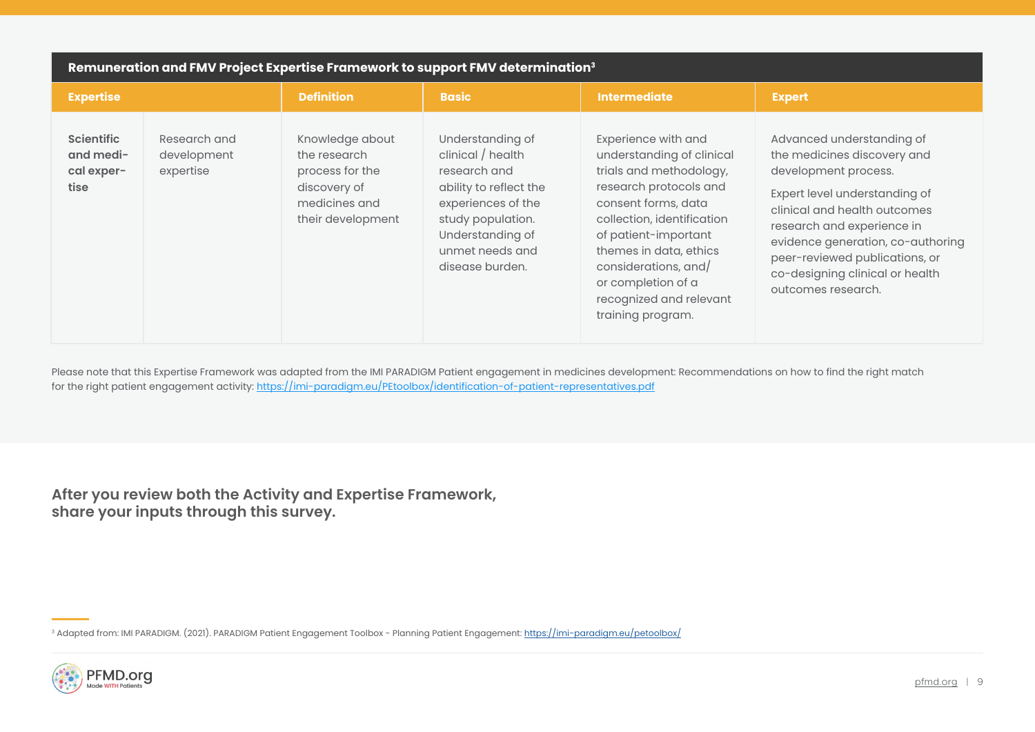| Remuneration and FMV Project Expertise Framework to support FMV determination[3] | | | | | |
|---|---|---|---|---|---|
| **Expertise** | | **Definition** | **Basic** | **Intermediate** | **Expert** |
| **Scientific and medical expertise** | Research and development expertise | Knowledge about the research process for the discovery of medicines and their development | Understanding of clinical / health research and ability to reflect the experiences of the study population. Understanding of unmet needs and disease burden. | Experience with and understanding of clinical trials and methodology, research protocols and consent forms, data collection, identification of patient-important themes in data, ethics considerations, and/or completion of a recognized and relevant training program. | Advanced understanding of the medicines discovery and development process. Expert level understanding of clinical and health outcomes research and experience in evidence generation, co-authoring peer-reviewed publications, or co-designing clinical or health outcomes research. |

Please note that this Expertise Framework was adapted from the IMI PARADIGM Patient engagement in medicines development: Recommendations on how to find the right match for the right patient engagement activity: https://imi-paradigm.eu/PEtoolbox/identification-of-patient-representatives.pdf

**After you review both the Activity and Expertise Framework, share your inputs through this survey.**

[3] Adapted from: IMI PARADIGM. (2021). PARADIGM Patient Engagement Toolbox - Planning Patient Engagement: https://imi-paradigm.eu/petoolbox/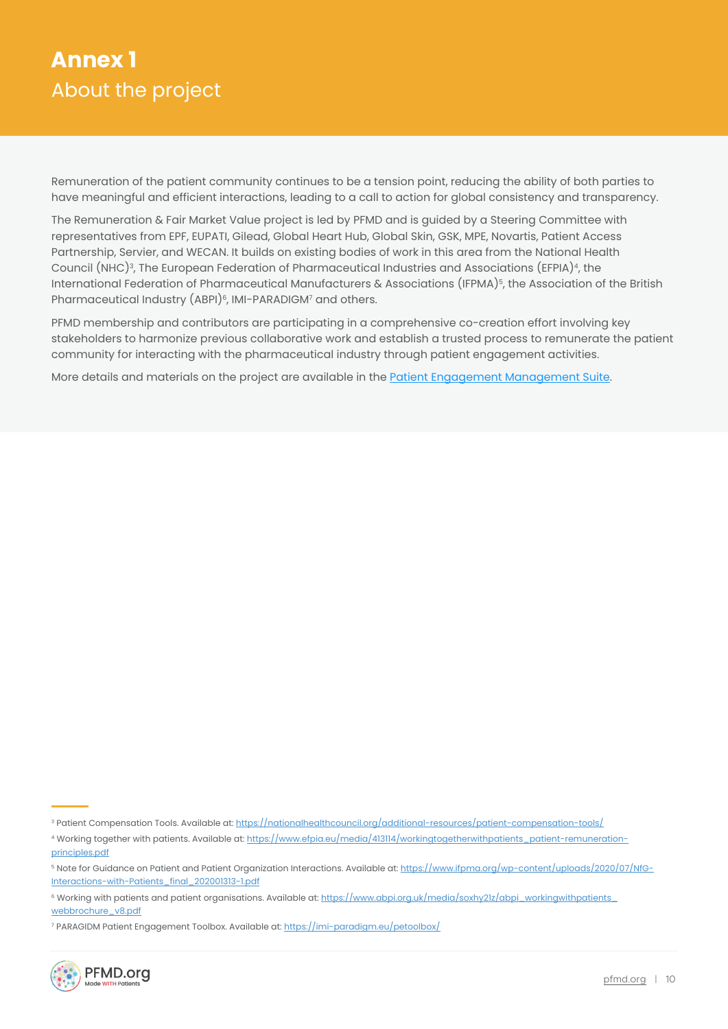# Annex 1

## About the project

Remuneration of the patient community continues to be a tension point, reducing the ability of both parties to have meaningful and efficient interactions, leading to a call to action for global consistency and transparency.

The Remuneration & Fair Market Value project is led by PFMD and is guided by a Steering Committee with representatives from EPF, EUPATI, Gilead, Global Heart Hub, Global Skin, GSK, MPE, Novartis, Patient Access Partnership, Servier, and WECAN. It builds on existing bodies of work in this area from the National Health Council (NHC)[3], The European Federation of Pharmaceutical Industries and Associations (EFPIA)[4], the International Federation of Pharmaceutical Manufacturers & Associations (IFPMA)[5], the Association of the British Pharmaceutical Industry (ABPI)[6], IMI-PARADIGM[7] and others.

PFMD membership and contributors are participating in a comprehensive co-creation effort involving key stakeholders to harmonize previous collaborative work and establish a trusted process to remunerate the patient community for interacting with the pharmaceutical industry through patient engagement activities.

More details and materials on the project are available in the Patient Engagement Management Suite.

---

[3] Patient Compensation Tools. Available at: https://nationalhealthcouncil.org/additional-resources/patient-compensation-tools/

[4] Working together with patients. Available at: https://www.efpia.eu/media/413114/workingtogetherwithpatients_patient-remuneration-principles.pdf

[5] Note for Guidance on Patient and Patient Organization Interactions. Available at: https://www.ifpma.org/wp-content/uploads/2020/07/NfG-Interactions-with-Patients_final_202001313-1.pdf

[6] Working with patients and patient organisations. Available at: https://www.abpi.org.uk/media/soxhy21z/abpi_workingwithpatients_webbrochure_v8.pdf

[7] PARAGIDM Patient Engagement Toolbox. Available at: https://imi-paradigm.eu/petoolbox/